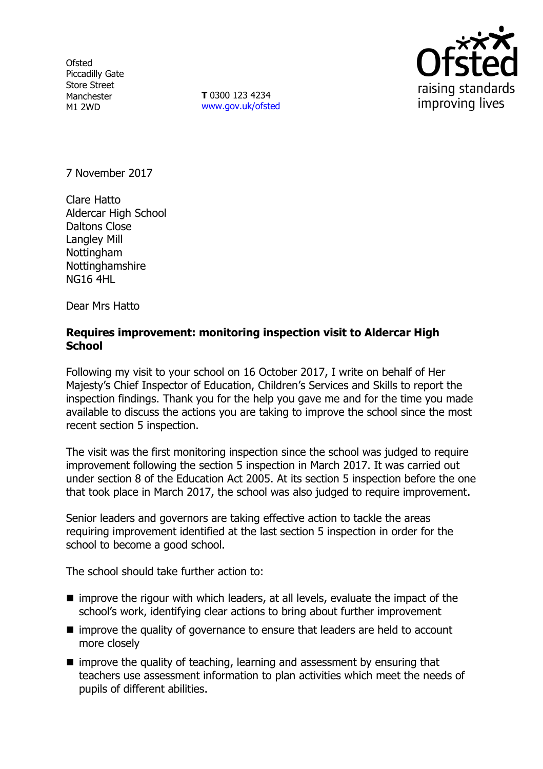Ofsted
Piccadilly Gate
Store Street
Manchester
M1 2WD

**T** 0300 123 4234
www.gov.uk/ofsted

7 November 2017

Clare Hatto
Aldercar High School
Daltons Close
Langley Mill
Nottingham
Nottinghamshire
NG16 4HL

Dear Mrs Hatto

**Requires improvement: monitoring inspection visit to Aldercar High School**

Following my visit to your school on 16 October 2017, I write on behalf of Her Majesty's Chief Inspector of Education, Children's Services and Skills to report the inspection findings. Thank you for the help you gave me and for the time you made available to discuss the actions you are taking to improve the school since the most recent section 5 inspection.

The visit was the first monitoring inspection since the school was judged to require improvement following the section 5 inspection in March 2017. It was carried out under section 8 of the Education Act 2005. At its section 5 inspection before the one that took place in March 2017, the school was also judged to require improvement.

Senior leaders and governors are taking effective action to tackle the areas requiring improvement identified at the last section 5 inspection in order for the school to become a good school.

The school should take further action to:

- improve the rigour with which leaders, at all levels, evaluate the impact of the school's work, identifying clear actions to bring about further improvement
- improve the quality of governance to ensure that leaders are held to account more closely
- improve the quality of teaching, learning and assessment by ensuring that teachers use assessment information to plan activities which meet the needs of pupils of different abilities.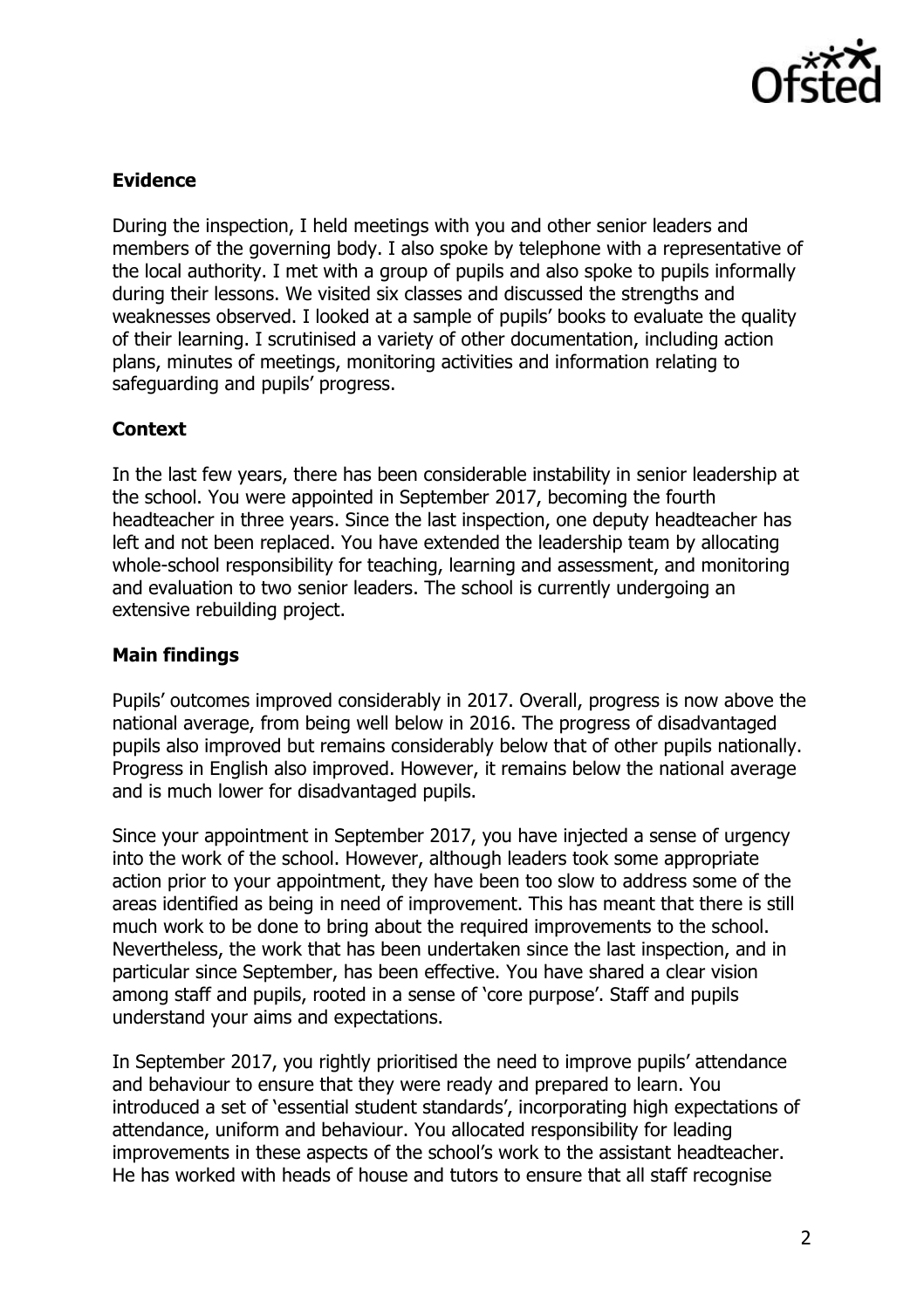### Evidence

During the inspection, I held meetings with you and other senior leaders and members of the governing body. I also spoke by telephone with a representative of the local authority. I met with a group of pupils and also spoke to pupils informally during their lessons. We visited six classes and discussed the strengths and weaknesses observed. I looked at a sample of pupils' books to evaluate the quality of their learning. I scrutinised a variety of other documentation, including action plans, minutes of meetings, monitoring activities and information relating to safeguarding and pupils' progress.

### Context

In the last few years, there has been considerable instability in senior leadership at the school. You were appointed in September 2017, becoming the fourth headteacher in three years. Since the last inspection, one deputy headteacher has left and not been replaced. You have extended the leadership team by allocating whole-school responsibility for teaching, learning and assessment, and monitoring and evaluation to two senior leaders. The school is currently undergoing an extensive rebuilding project.

### Main findings

Pupils' outcomes improved considerably in 2017. Overall, progress is now above the national average, from being well below in 2016. The progress of disadvantaged pupils also improved but remains considerably below that of other pupils nationally. Progress in English also improved. However, it remains below the national average and is much lower for disadvantaged pupils.

Since your appointment in September 2017, you have injected a sense of urgency into the work of the school. However, although leaders took some appropriate action prior to your appointment, they have been too slow to address some of the areas identified as being in need of improvement. This has meant that there is still much work to be done to bring about the required improvements to the school. Nevertheless, the work that has been undertaken since the last inspection, and in particular since September, has been effective. You have shared a clear vision among staff and pupils, rooted in a sense of 'core purpose'. Staff and pupils understand your aims and expectations.

In September 2017, you rightly prioritised the need to improve pupils' attendance and behaviour to ensure that they were ready and prepared to learn. You introduced a set of 'essential student standards', incorporating high expectations of attendance, uniform and behaviour. You allocated responsibility for leading improvements in these aspects of the school's work to the assistant headteacher. He has worked with heads of house and tutors to ensure that all staff recognise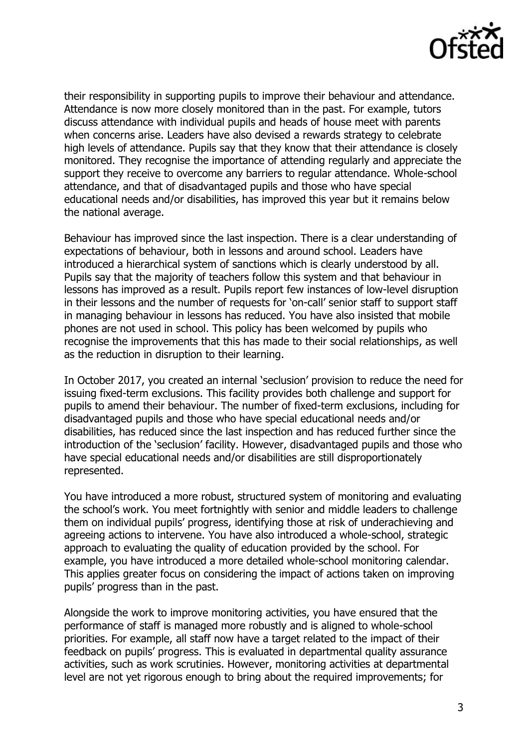their responsibility in supporting pupils to improve their behaviour and attendance. Attendance is now more closely monitored than in the past. For example, tutors discuss attendance with individual pupils and heads of house meet with parents when concerns arise. Leaders have also devised a rewards strategy to celebrate high levels of attendance. Pupils say that they know that their attendance is closely monitored. They recognise the importance of attending regularly and appreciate the support they receive to overcome any barriers to regular attendance. Whole-school attendance, and that of disadvantaged pupils and those who have special educational needs and/or disabilities, has improved this year but it remains below the national average.

Behaviour has improved since the last inspection. There is a clear understanding of expectations of behaviour, both in lessons and around school. Leaders have introduced a hierarchical system of sanctions which is clearly understood by all. Pupils say that the majority of teachers follow this system and that behaviour in lessons has improved as a result. Pupils report few instances of low-level disruption in their lessons and the number of requests for 'on-call' senior staff to support staff in managing behaviour in lessons has reduced. You have also insisted that mobile phones are not used in school. This policy has been welcomed by pupils who recognise the improvements that this has made to their social relationships, as well as the reduction in disruption to their learning.

In October 2017, you created an internal 'seclusion' provision to reduce the need for issuing fixed-term exclusions. This facility provides both challenge and support for pupils to amend their behaviour. The number of fixed-term exclusions, including for disadvantaged pupils and those who have special educational needs and/or disabilities, has reduced since the last inspection and has reduced further since the introduction of the 'seclusion' facility. However, disadvantaged pupils and those who have special educational needs and/or disabilities are still disproportionately represented.

You have introduced a more robust, structured system of monitoring and evaluating the school's work. You meet fortnightly with senior and middle leaders to challenge them on individual pupils' progress, identifying those at risk of underachieving and agreeing actions to intervene. You have also introduced a whole-school, strategic approach to evaluating the quality of education provided by the school. For example, you have introduced a more detailed whole-school monitoring calendar. This applies greater focus on considering the impact of actions taken on improving pupils' progress than in the past.

Alongside the work to improve monitoring activities, you have ensured that the performance of staff is managed more robustly and is aligned to whole-school priorities. For example, all staff now have a target related to the impact of their feedback on pupils' progress. This is evaluated in departmental quality assurance activities, such as work scrutinies. However, monitoring activities at departmental level are not yet rigorous enough to bring about the required improvements; for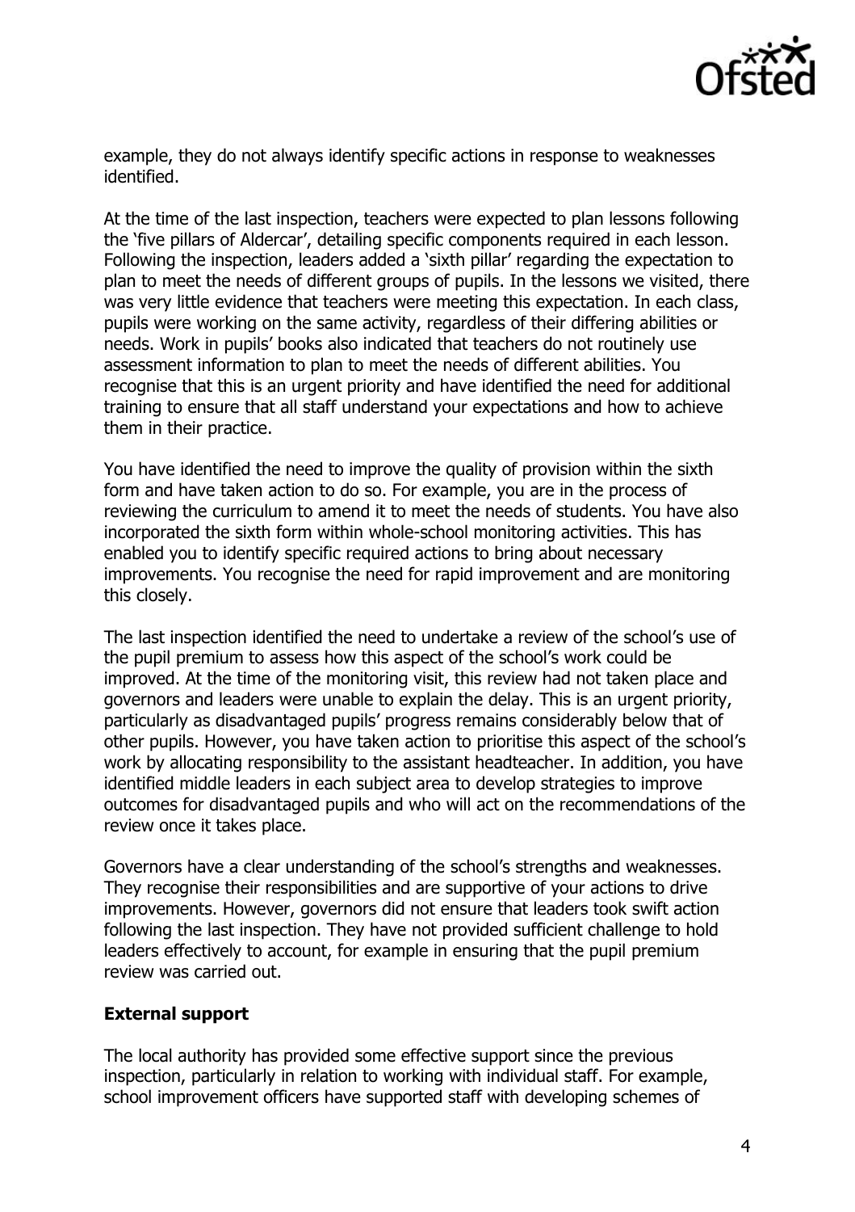example, they do not always identify specific actions in response to weaknesses identified.

At the time of the last inspection, teachers were expected to plan lessons following the 'five pillars of Aldercar', detailing specific components required in each lesson. Following the inspection, leaders added a 'sixth pillar' regarding the expectation to plan to meet the needs of different groups of pupils. In the lessons we visited, there was very little evidence that teachers were meeting this expectation. In each class, pupils were working on the same activity, regardless of their differing abilities or needs. Work in pupils' books also indicated that teachers do not routinely use assessment information to plan to meet the needs of different abilities. You recognise that this is an urgent priority and have identified the need for additional training to ensure that all staff understand your expectations and how to achieve them in their practice.

You have identified the need to improve the quality of provision within the sixth form and have taken action to do so. For example, you are in the process of reviewing the curriculum to amend it to meet the needs of students. You have also incorporated the sixth form within whole-school monitoring activities. This has enabled you to identify specific required actions to bring about necessary improvements. You recognise the need for rapid improvement and are monitoring this closely.

The last inspection identified the need to undertake a review of the school's use of the pupil premium to assess how this aspect of the school's work could be improved. At the time of the monitoring visit, this review had not taken place and governors and leaders were unable to explain the delay. This is an urgent priority, particularly as disadvantaged pupils' progress remains considerably below that of other pupils. However, you have taken action to prioritise this aspect of the school's work by allocating responsibility to the assistant headteacher. In addition, you have identified middle leaders in each subject area to develop strategies to improve outcomes for disadvantaged pupils and who will act on the recommendations of the review once it takes place.

Governors have a clear understanding of the school's strengths and weaknesses. They recognise their responsibilities and are supportive of your actions to drive improvements. However, governors did not ensure that leaders took swift action following the last inspection. They have not provided sufficient challenge to hold leaders effectively to account, for example in ensuring that the pupil premium review was carried out.

**External support**

The local authority has provided some effective support since the previous inspection, particularly in relation to working with individual staff. For example, school improvement officers have supported staff with developing schemes of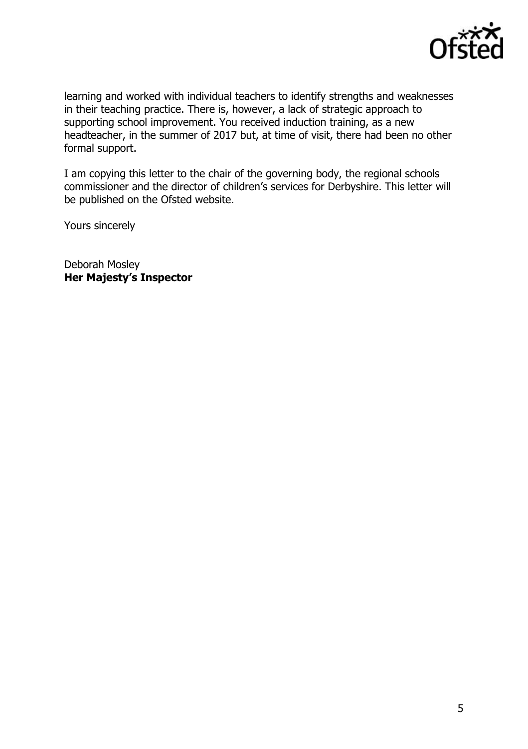learning and worked with individual teachers to identify strengths and weaknesses in their teaching practice. There is, however, a lack of strategic approach to supporting school improvement. You received induction training, as a new headteacher, in the summer of 2017 but, at time of visit, there had been no other formal support.

I am copying this letter to the chair of the governing body, the regional schools commissioner and the director of children's services for Derbyshire. This letter will be published on the Ofsted website.

Yours sincerely

Deborah Mosley
**Her Majesty's Inspector**